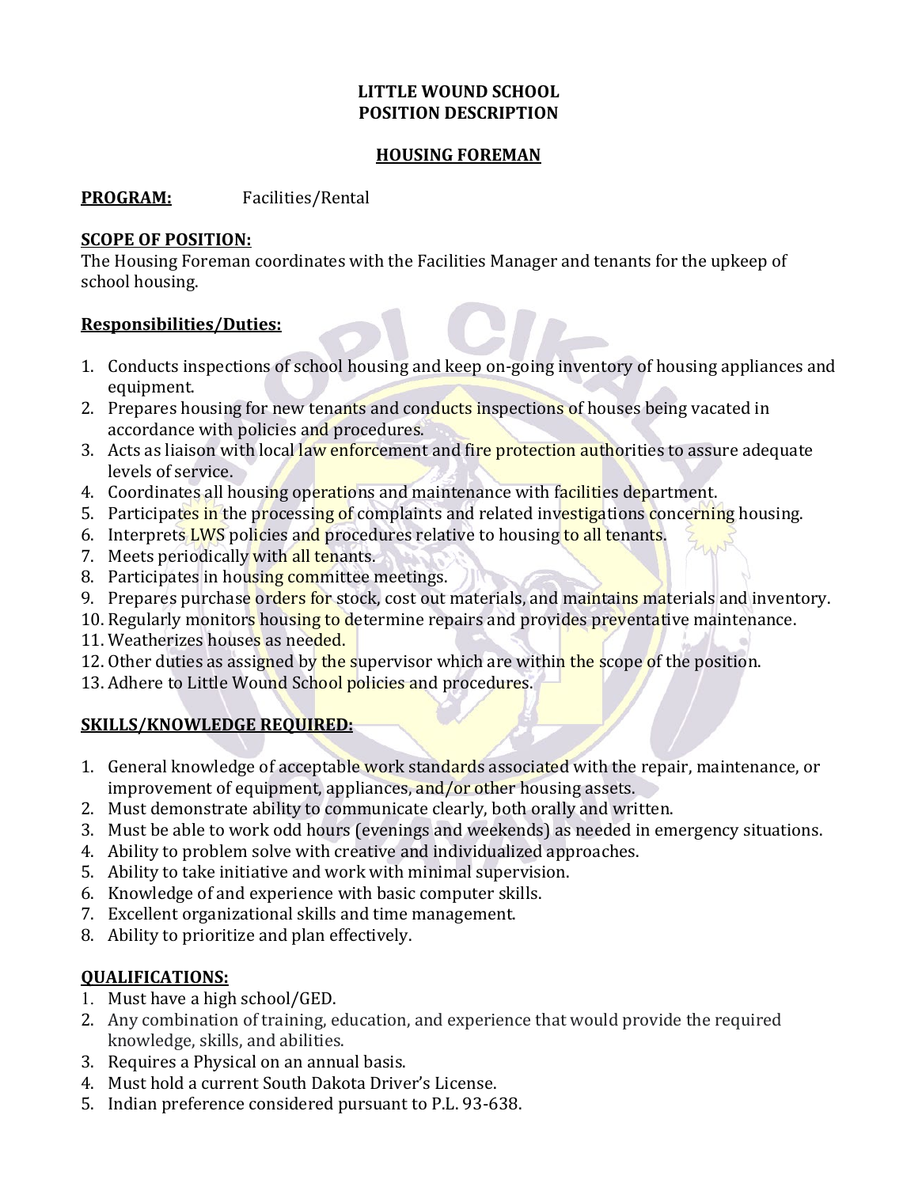# LITTLE WOUND SCHOOL
# POSITION DESCRIPTION

## HOUSING FOREMAN

**PROGRAM:** Facilities/Rental

**SCOPE OF POSITION:**
The Housing Foreman coordinates with the Facilities Manager and tenants for the upkeep of school housing.

**Responsibilities/Duties:**

1. Conducts inspections of school housing and keep on-going inventory of housing appliances and equipment.
2. Prepares housing for new tenants and conducts inspections of houses being vacated in accordance with policies and procedures.
3. Acts as liaison with local law enforcement and fire protection authorities to assure adequate levels of service.
4. Coordinates all housing operations and maintenance with facilities department.
5. Participates in the processing of complaints and related investigations concerning housing.
6. Interprets LWS policies and procedures relative to housing to all tenants.
7. Meets periodically with all tenants.
8. Participates in housing committee meetings.
9. Prepares purchase orders for stock, cost out materials, and maintains materials and inventory.
10. Regularly monitors housing to determine repairs and provides preventative maintenance.
11. Weatherizes houses as needed.
12. Other duties as assigned by the supervisor which are within the scope of the position.
13. Adhere to Little Wound School policies and procedures.

**SKILLS/KNOWLEDGE REQUIRED:**

1. General knowledge of acceptable work standards associated with the repair, maintenance, or improvement of equipment, appliances, and/or other housing assets.
2. Must demonstrate ability to communicate clearly, both orally and written.
3. Must be able to work odd hours (evenings and weekends) as needed in emergency situations.
4. Ability to problem solve with creative and individualized approaches.
5. Ability to take initiative and work with minimal supervision.
6. Knowledge of and experience with basic computer skills.
7. Excellent organizational skills and time management.
8. Ability to prioritize and plan effectively.

**QUALIFICATIONS:**

1. Must have a high school/GED.
2. Any combination of training, education, and experience that would provide the required knowledge, skills, and abilities.
3. Requires a Physical on an annual basis.
4. Must hold a current South Dakota Driver's License.
5. Indian preference considered pursuant to P.L. 93-638.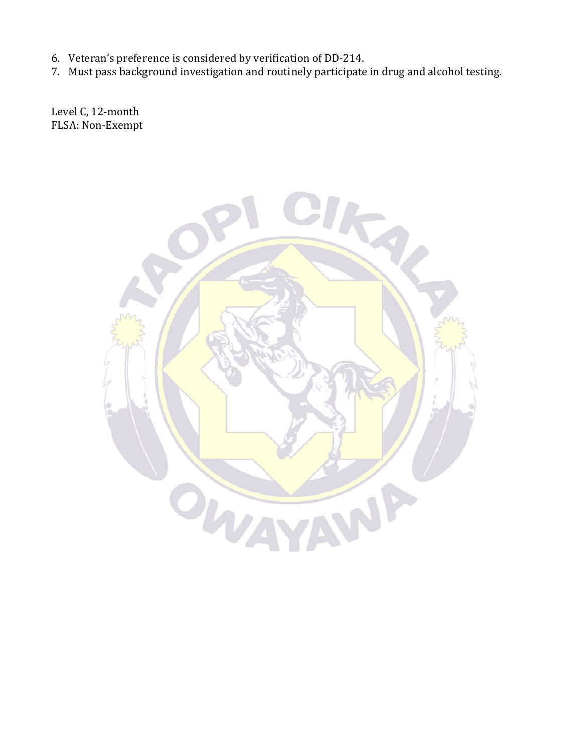6. Veteran's preference is considered by verification of DD-214.
7. Must pass background investigation and routinely participate in drug and alcohol testing.

Level C, 12-month
FLSA: Non-Exempt